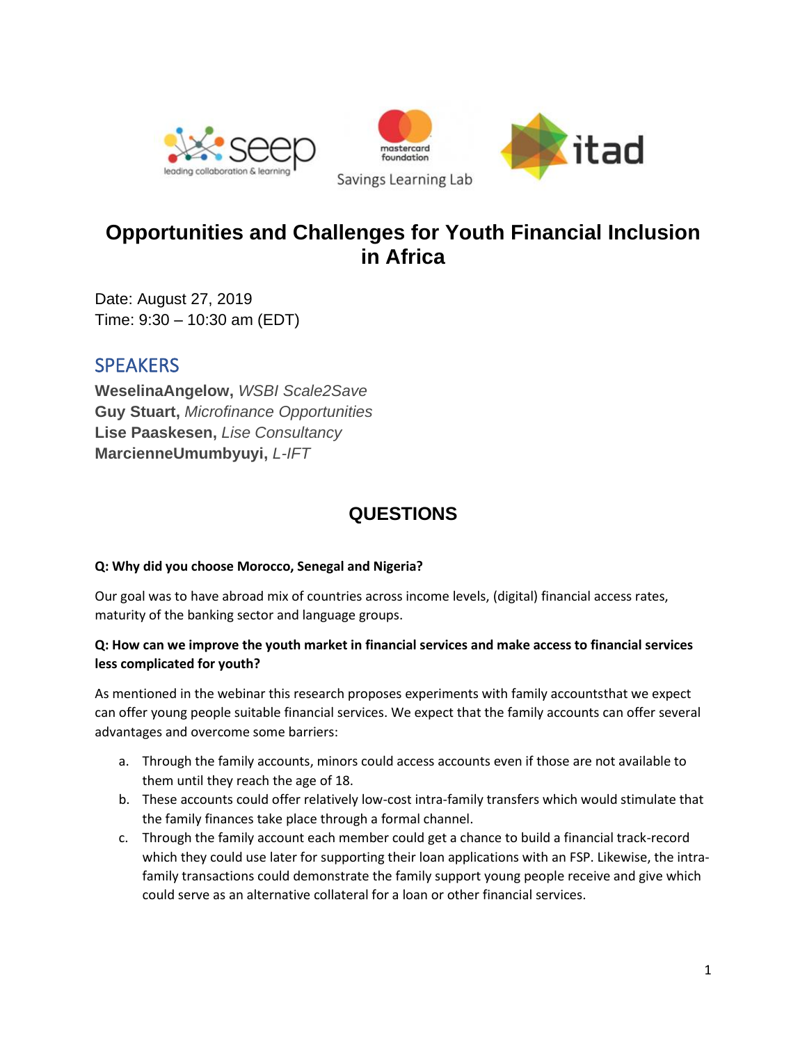# Opportunities and Challenges for Youth Financial Inclusion in Africa

Date: August 27, 2019
Time: 9:30 – 10:30 am (EDT)

## SPEAKERS

**WeselinaAngelow,** *WSBI Scale2Save*
**Guy Stuart,** *Microfinance Opportunities*
**Lise Paaskesen,** *Lise Consultancy*
**MarcienneUmumbyuyi,** *L-IFT*

## QUESTIONS

**Q: Why did you choose Morocco, Senegal and Nigeria?**

Our goal was to have abroad mix of countries across income levels, (digital) financial access rates, maturity of the banking sector and language groups.

**Q: How can we improve the youth market in financial services and make access to financial services less complicated for youth?**

As mentioned in the webinar this research proposes experiments with family accountsthat we expect can offer young people suitable financial services. We expect that the family accounts can offer several advantages and overcome some barriers:

a. Through the family accounts, minors could access accounts even if those are not available to them until they reach the age of 18.
b. These accounts could offer relatively low-cost intra-family transfers which would stimulate that the family finances take place through a formal channel.
c. Through the family account each member could get a chance to build a financial track-record which they could use later for supporting their loan applications with an FSP. Likewise, the intra-family transactions could demonstrate the family support young people receive and give which could serve as an alternative collateral for a loan or other financial services.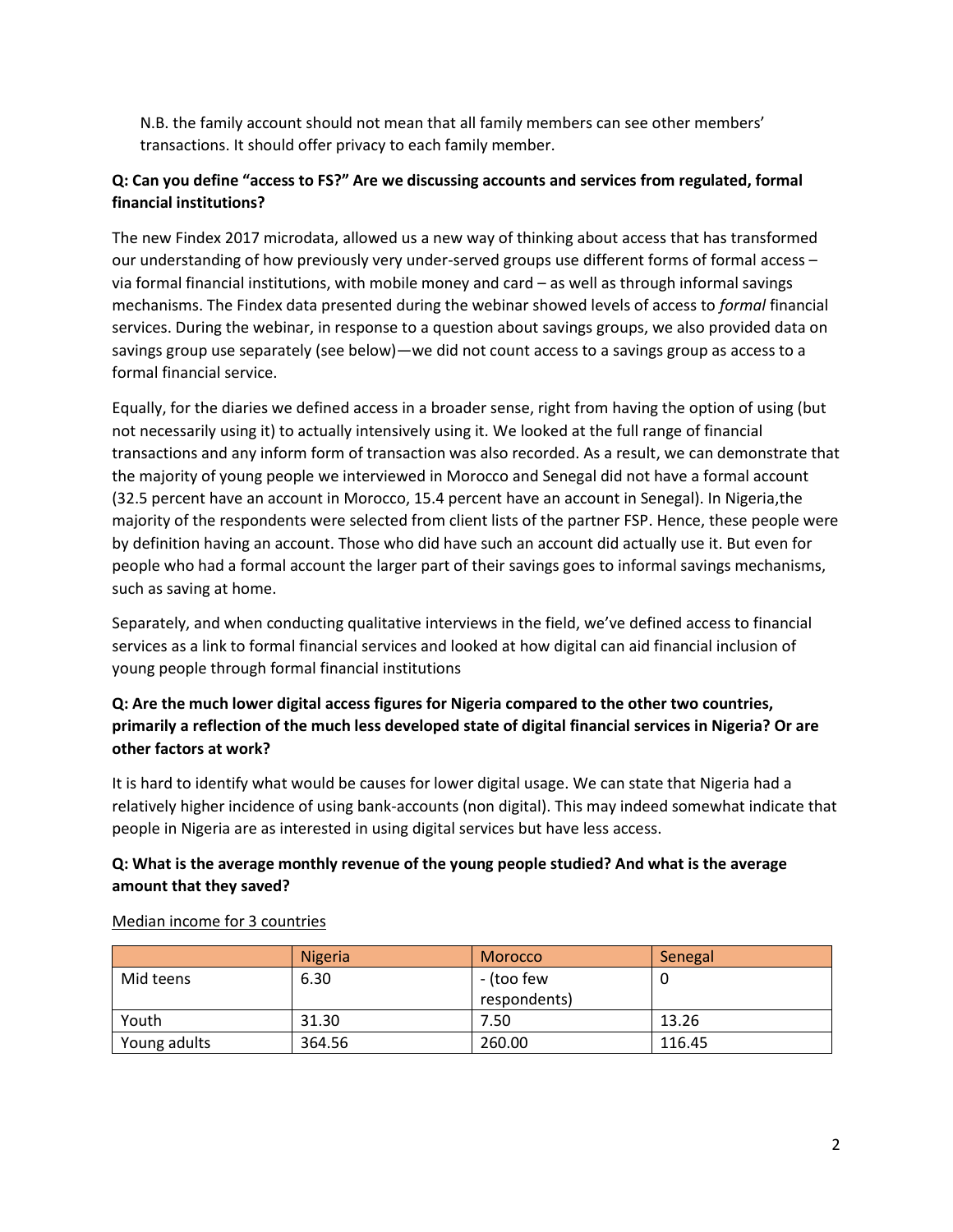N.B. the family account should not mean that all family members can see other members' transactions. It should offer privacy to each family member.

**Q: Can you define "access to FS?" Are we discussing accounts and services from regulated, formal financial institutions?**

The new Findex 2017 microdata, allowed us a new way of thinking about access that has transformed our understanding of how previously very under-served groups use different forms of formal access – via formal financial institutions, with mobile money and card – as well as through informal savings mechanisms. The Findex data presented during the webinar showed levels of access to *formal* financial services. During the webinar, in response to a question about savings groups, we also provided data on savings group use separately (see below)—we did not count access to a savings group as access to a formal financial service.

Equally, for the diaries we defined access in a broader sense, right from having the option of using (but not necessarily using it) to actually intensively using it. We looked at the full range of financial transactions and any inform form of transaction was also recorded. As a result, we can demonstrate that the majority of young people we interviewed in Morocco and Senegal did not have a formal account (32.5 percent have an account in Morocco, 15.4 percent have an account in Senegal). In Nigeria,the majority of the respondents were selected from client lists of the partner FSP. Hence, these people were by definition having an account. Those who did have such an account did actually use it. But even for people who had a formal account the larger part of their savings goes to informal savings mechanisms, such as saving at home.

Separately, and when conducting qualitative interviews in the field, we've defined access to financial services as a link to formal financial services and looked at how digital can aid financial inclusion of young people through formal financial institutions

**Q: Are the much lower digital access figures for Nigeria compared to the other two countries, primarily a reflection of the much less developed state of digital financial services in Nigeria? Or are other factors at work?**

It is hard to identify what would be causes for lower digital usage. We can state that Nigeria had a relatively higher incidence of using bank-accounts (non digital). This may indeed somewhat indicate that people in Nigeria are as interested in using digital services but have less access.

**Q: What is the average monthly revenue of the young people studied? And what is the average amount that they saved?**

<u>Median income for 3 countries</u>

| | Nigeria | Morocco | Senegal |
|---|---|---|---|
| Mid teens | 6.30 | - (too few respondents) | 0 |
| Youth | 31.30 | 7.50 | 13.26 |
| Young adults | 364.56 | 260.00 | 116.45 |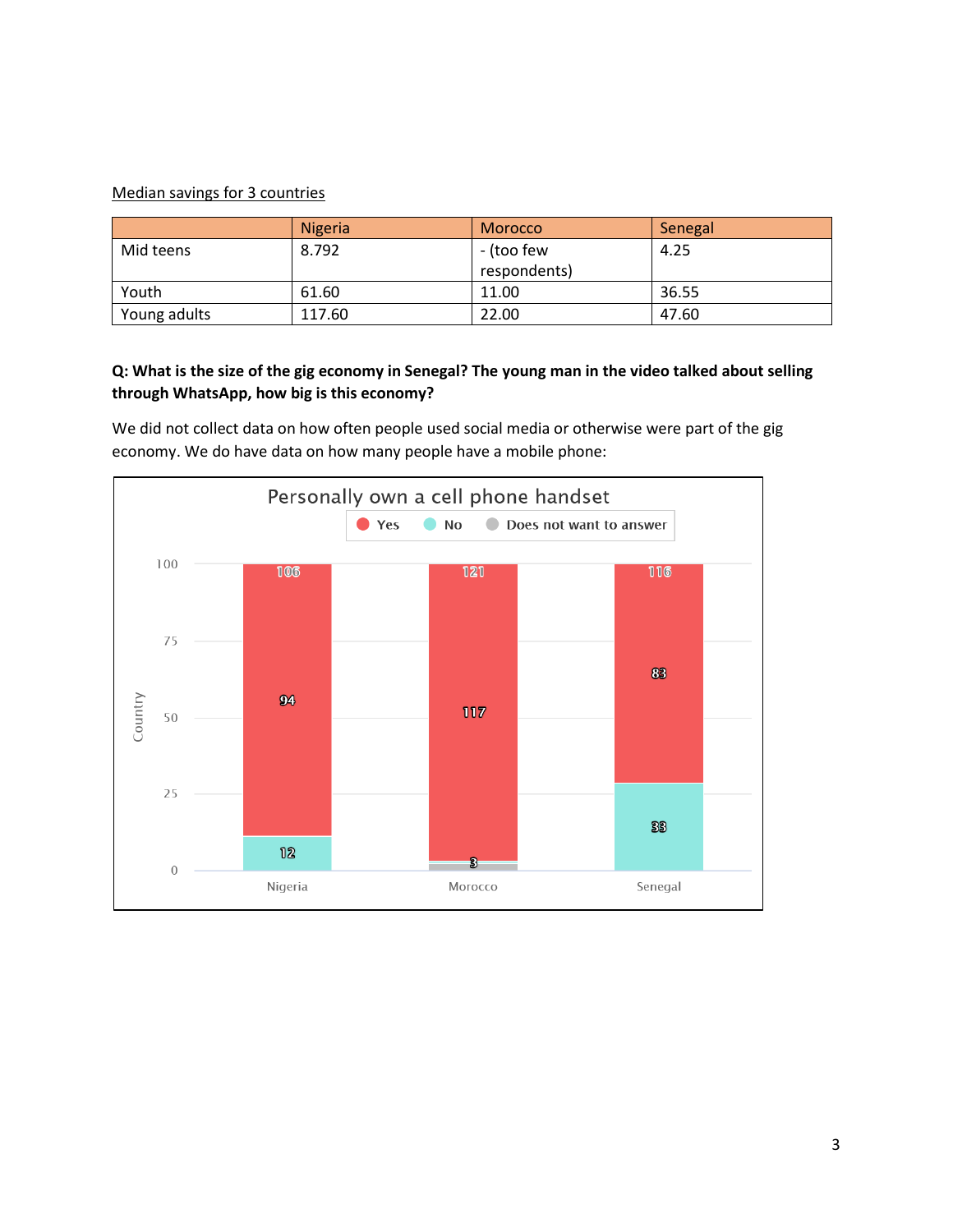Median savings for 3 countries

| | Nigeria | Morocco | Senegal |
|---|---|---|---|
| Mid teens | 8.792 | - (too few respondents) | 4.25 |
| Youth | 61.60 | 11.00 | 36.55 |
| Young adults | 117.60 | 22.00 | 47.60 |

**Q: What is the size of the gig economy in Senegal? The young man in the video talked about selling through WhatsApp, how big is this economy?**

We did not collect data on how often people used social media or otherwise were part of the gig economy. We do have data on how many people have a mobile phone:

Personally own a cell phone handset

| Country | Yes | No | Does not want to answer | Total |
|---|---|---|---|---|
| Nigeria | 94 | 12 | | 106 |
| Morocco | 117 | | 3 | 121 |
| Senegal | 83 | 33 | | 116 |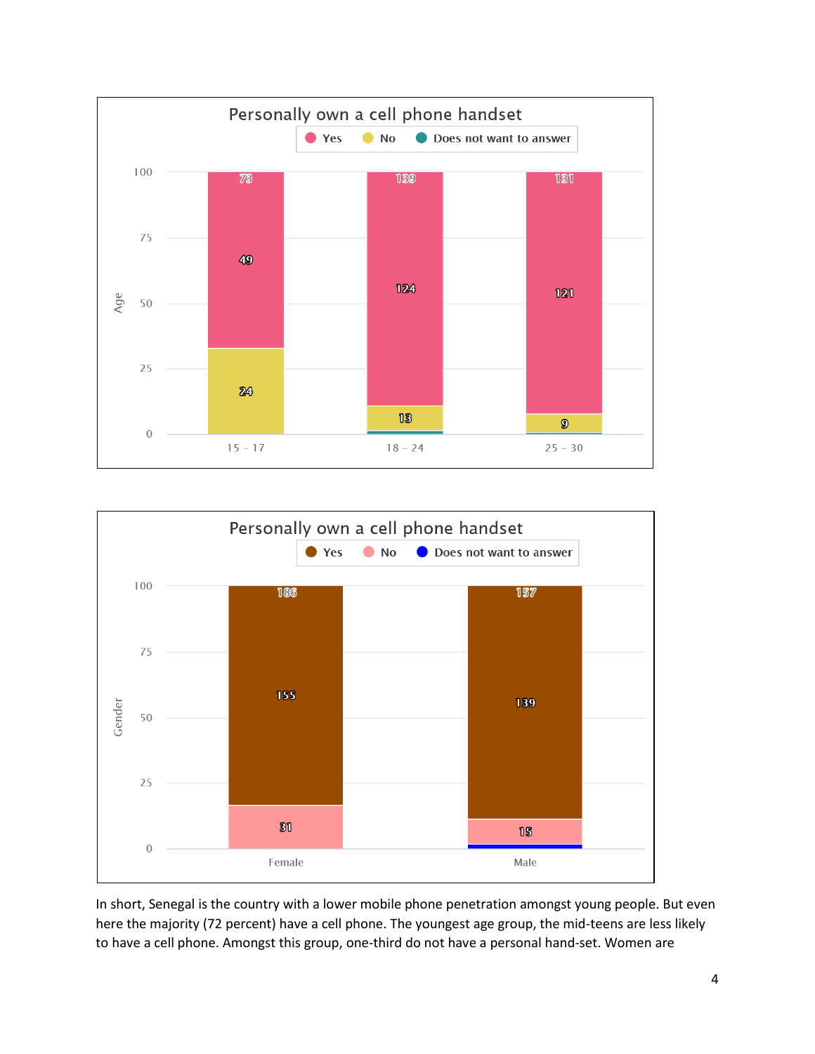Personally own a cell phone handset

| Age | Yes | No | Does not want to answer | Total |
|---|---|---|---|---|
| 15 – 17 | 49 | 24 | | 73 |
| 18 – 24 | 124 | 13 | | 139 |
| 25 – 30 | 121 | 9 | | 131 |

Personally own a cell phone handset

| Gender | Yes | No | Does not want to answer | Total |
|---|---|---|---|---|
| Female | 155 | 31 | | 186 |
| Male | 139 | 15 | | 157 |

In short, Senegal is the country with a lower mobile phone penetration amongst young people. But even here the majority (72 percent) have a cell phone. The youngest age group, the mid-teens are less likely to have a cell phone. Amongst this group, one-third do not have a personal hand-set. Women are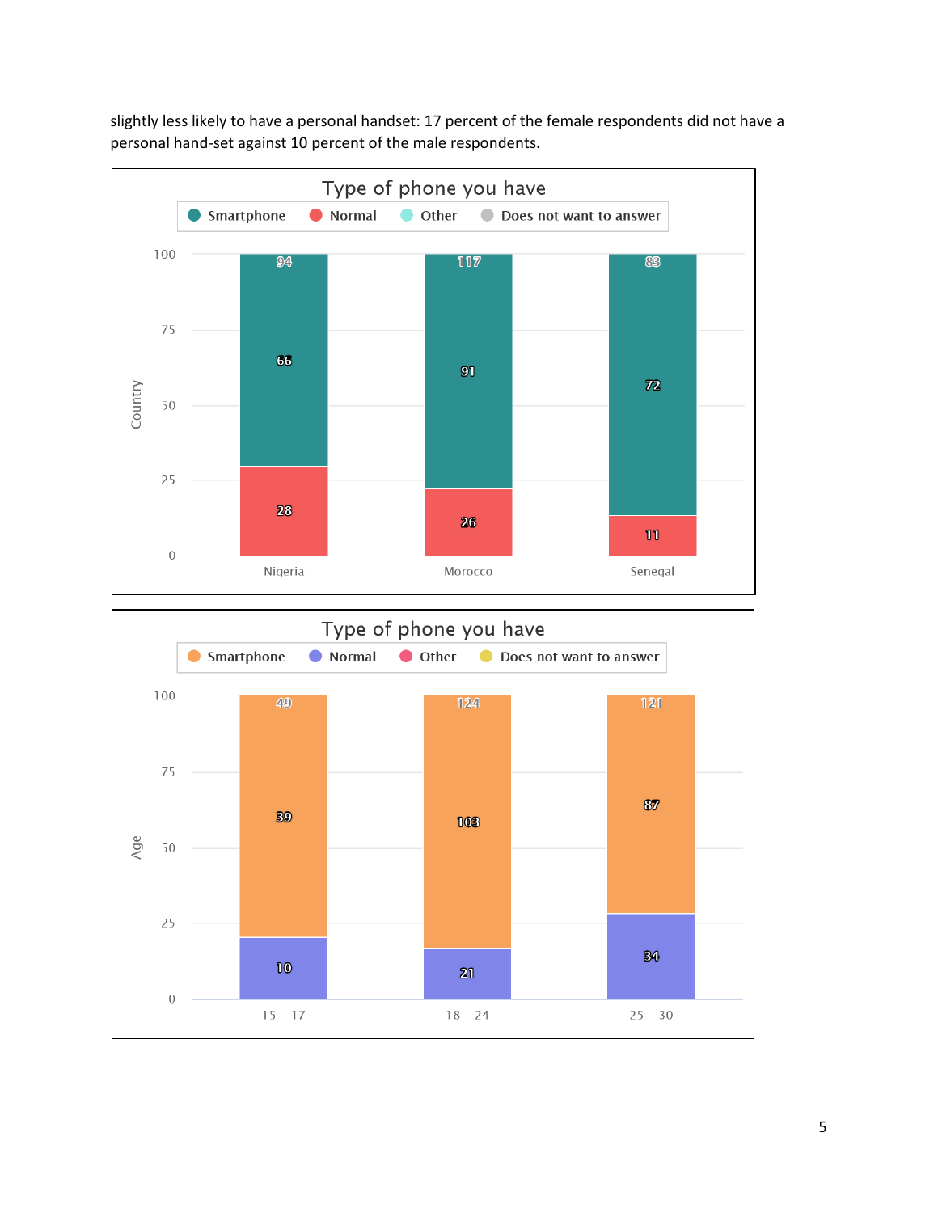slightly less likely to have a personal handset: 17 percent of the female respondents did not have a personal hand-set against 10 percent of the male respondents.

**Type of phone you have**

Legend: Smartphone, Normal, Other, Does not want to answer

| Country | Smartphone | Normal | Total |
|---|---|---|---|
| Nigeria | 66 | 28 | 94 |
| Morocco | 91 | 26 | 117 |
| Senegal | 72 | 11 | 83 |

**Type of phone you have**

Legend: Smartphone, Normal, Other, Does not want to answer

| Age | Smartphone | Normal | Total |
|---|---|---|---|
| 15 – 17 | 39 | 10 | 49 |
| 18 – 24 | 103 | 21 | 124 |
| 25 – 30 | 87 | 34 | 121 |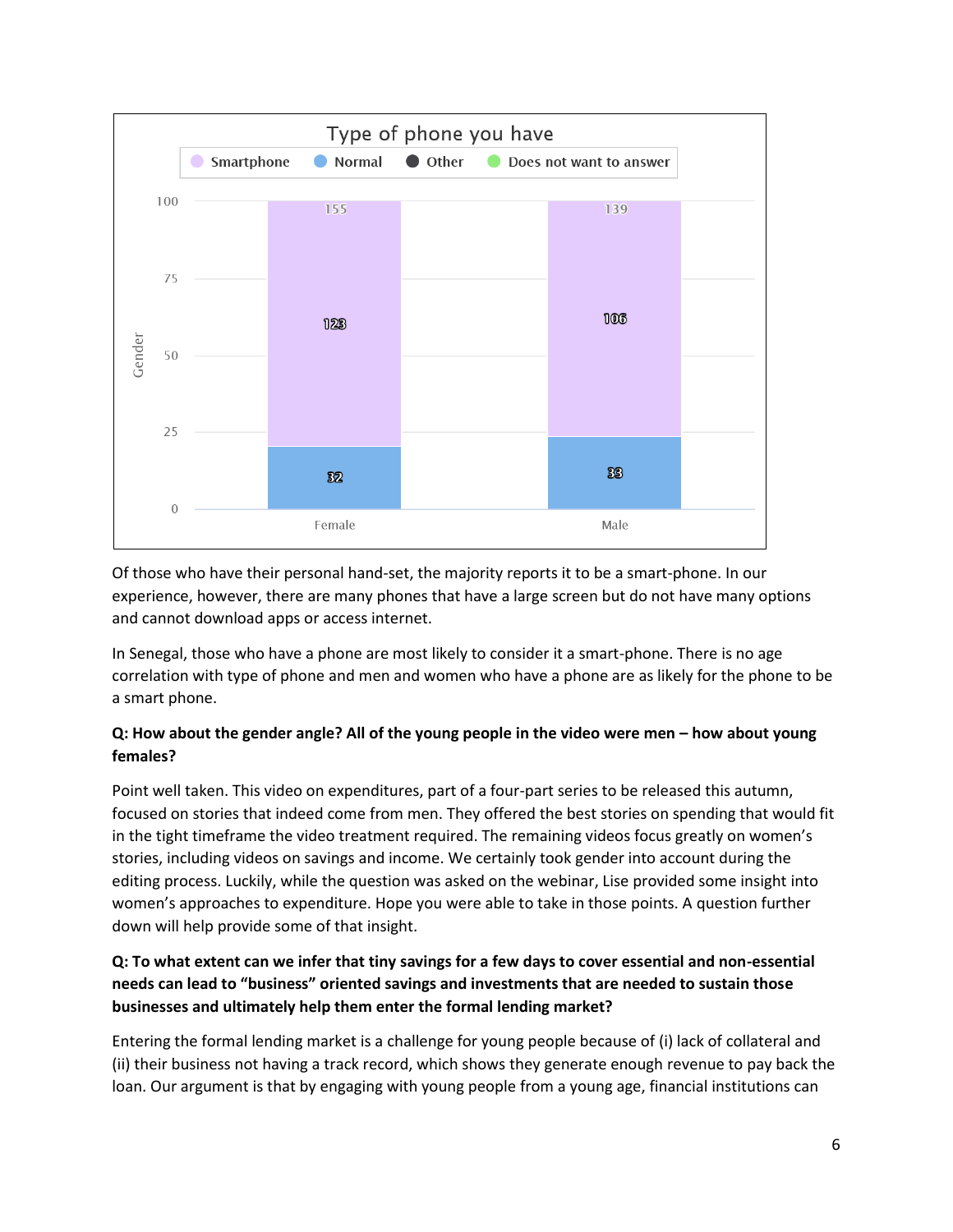Of those who have their personal hand-set, the majority reports it to be a smart-phone. In our experience, however, there are many phones that have a large screen but do not have many options and cannot download apps or access internet.

In Senegal, those who have a phone are most likely to consider it a smart-phone. There is no age correlation with type of phone and men and women who have a phone are as likely for the phone to be a smart phone.

**Q: How about the gender angle? All of the young people in the video were men – how about young females?**

Point well taken. This video on expenditures, part of a four-part series to be released this autumn, focused on stories that indeed come from men. They offered the best stories on spending that would fit in the tight timeframe the video treatment required. The remaining videos focus greatly on women's stories, including videos on savings and income. We certainly took gender into account during the editing process. Luckily, while the question was asked on the webinar, Lise provided some insight into women's approaches to expenditure. Hope you were able to take in those points. A question further down will help provide some of that insight.

**Q: To what extent can we infer that tiny savings for a few days to cover essential and non-essential needs can lead to "business" oriented savings and investments that are needed to sustain those businesses and ultimately help them enter the formal lending market?**

Entering the formal lending market is a challenge for young people because of (i) lack of collateral and (ii) their business not having a track record, which shows they generate enough revenue to pay back the loan. Our argument is that by engaging with young people from a young age, financial institutions can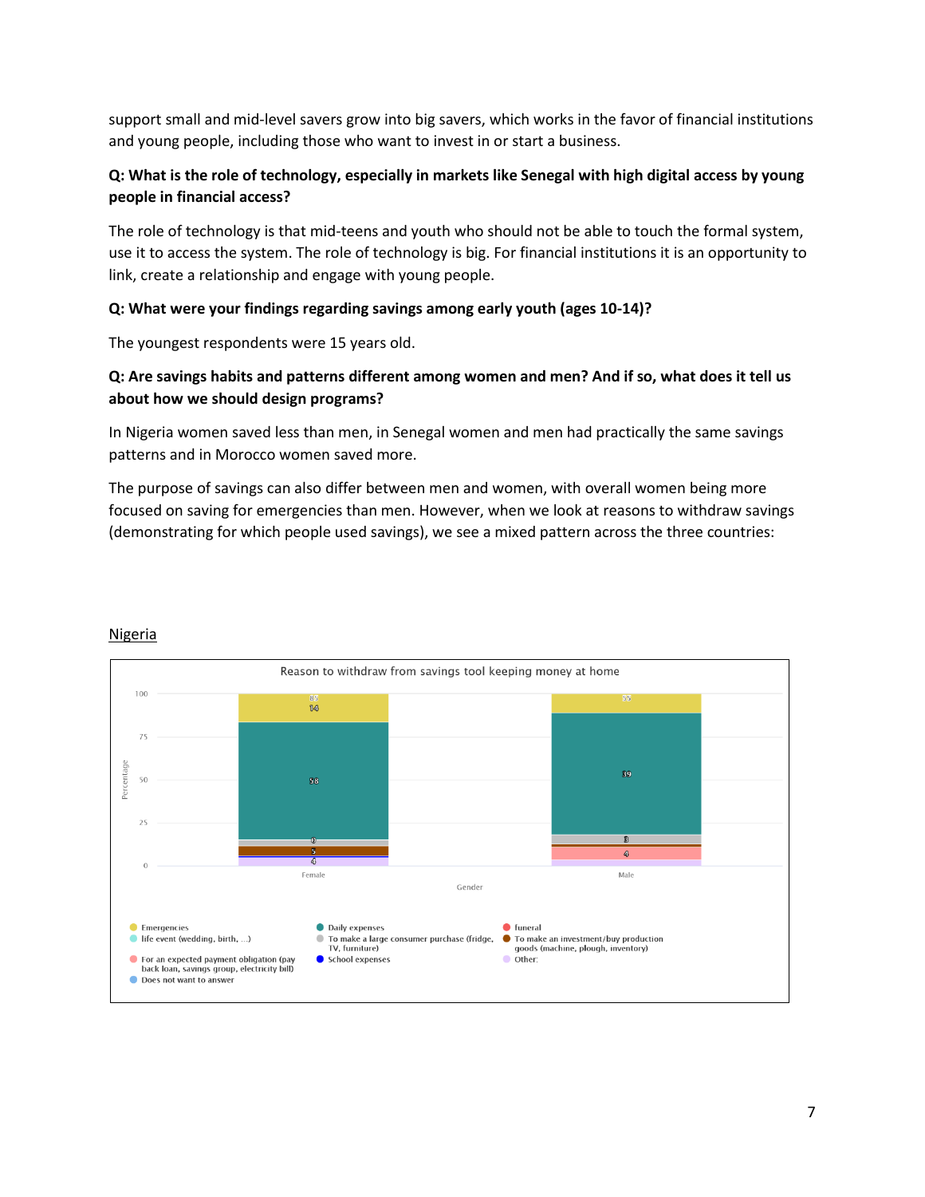support small and mid-level savers grow into big savers, which works in the favor of financial institutions and young people, including those who want to invest in or start a business.

**Q: What is the role of technology, especially in markets like Senegal with high digital access by young people in financial access?**

The role of technology is that mid-teens and youth who should not be able to touch the formal system, use it to access the system. The role of technology is big. For financial institutions it is an opportunity to link, create a relationship and engage with young people.

**Q: What were your findings regarding savings among early youth (ages 10-14)?**

The youngest respondents were 15 years old.

**Q: Are savings habits and patterns different among women and men? And if so, what does it tell us about how we should design programs?**

In Nigeria women saved less than men, in Senegal women and men had practically the same savings patterns and in Morocco women saved more.

The purpose of savings can also differ between men and women, with overall women being more focused on saving for emergencies than men. However, when we look at reasons to withdraw savings (demonstrating for which people used savings), we see a mixed pattern across the three countries:

<u>Nigeria</u>

Reason to withdraw from savings tool keeping money at home

| Gender | Female | Male |
|---|---|---|
| Emergencies | 14 | |
| Daily expenses | 58 | 39 |
| To make a large consumer purchase (fridge, TV, furniture) | | 3 |
| To make an investment/buy production goods (machine, plough, inventory) | 5 | |
| For an expected payment obligation (pay back loan, savings group, electricity bill) | | 4 |
| Other: | 4 | |

Legend: Emergencies; life event (wedding, birth, ...); For an expected payment obligation (pay back loan, savings group, electricity bill); Does not want to answer; Daily expenses; To make a large consumer purchase (fridge, TV, furniture); School expenses; funeral; To make an investment/buy production goods (machine, plough, inventory); Other: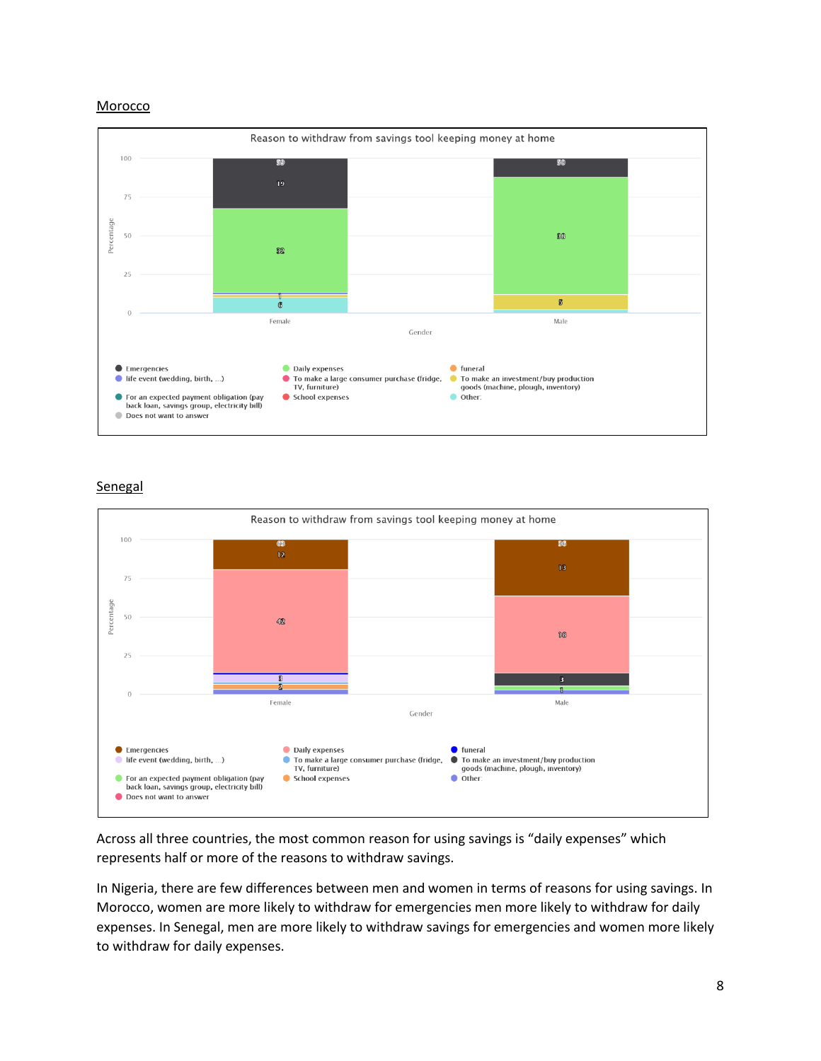## Morocco

Reason to withdraw from savings tool keeping money at home

## Senegal

Reason to withdraw from savings tool keeping money at home

Across all three countries, the most common reason for using savings is "daily expenses" which represents half or more of the reasons to withdraw savings.

In Nigeria, there are few differences between men and women in terms of reasons for using savings. In Morocco, women are more likely to withdraw for emergencies men more likely to withdraw for daily expenses. In Senegal, men are more likely to withdraw savings for emergencies and women more likely to withdraw for daily expenses.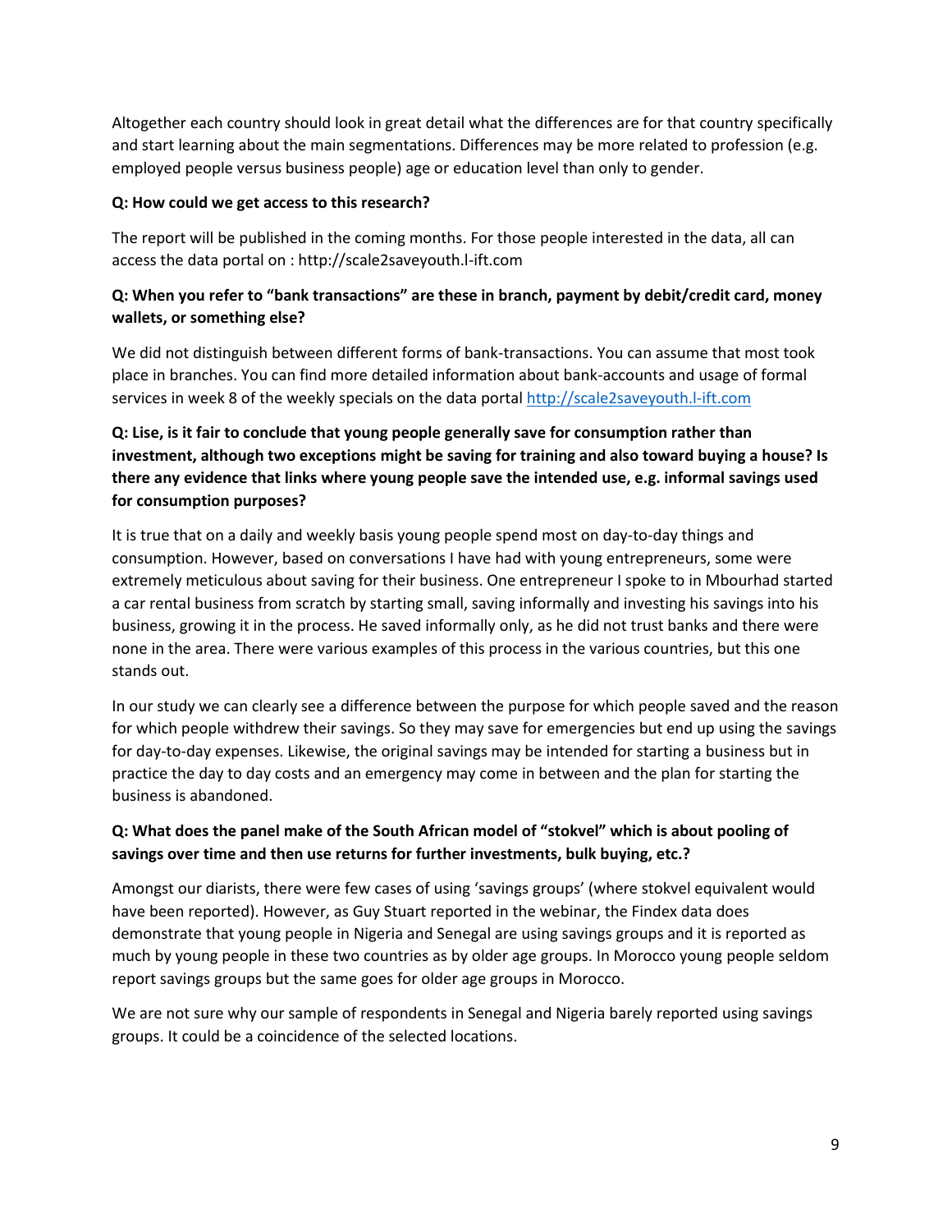Altogether each country should look in great detail what the differences are for that country specifically and start learning about the main segmentations. Differences may be more related to profession (e.g. employed people versus business people) age or education level than only to gender.

**Q: How could we get access to this research?**

The report will be published in the coming months. For those people interested in the data, all can access the data portal on : http://scale2saveyouth.l-ift.com

**Q: When you refer to "bank transactions" are these in branch, payment by debit/credit card, money wallets, or something else?**

We did not distinguish between different forms of bank-transactions. You can assume that most took place in branches. You can find more detailed information about bank-accounts and usage of formal services in week 8 of the weekly specials on the data portal http://scale2saveyouth.l-ift.com

**Q: Lise, is it fair to conclude that young people generally save for consumption rather than investment, although two exceptions might be saving for training and also toward buying a house? Is there any evidence that links where young people save the intended use, e.g. informal savings used for consumption purposes?**

It is true that on a daily and weekly basis young people spend most on day-to-day things and consumption. However, based on conversations I have had with young entrepreneurs, some were extremely meticulous about saving for their business. One entrepreneur I spoke to in Mbourhad started a car rental business from scratch by starting small, saving informally and investing his savings into his business, growing it in the process. He saved informally only, as he did not trust banks and there were none in the area. There were various examples of this process in the various countries, but this one stands out.

In our study we can clearly see a difference between the purpose for which people saved and the reason for which people withdrew their savings. So they may save for emergencies but end up using the savings for day-to-day expenses. Likewise, the original savings may be intended for starting a business but in practice the day to day costs and an emergency may come in between and the plan for starting the business is abandoned.

**Q: What does the panel make of the South African model of "stokvel" which is about pooling of savings over time and then use returns for further investments, bulk buying, etc.?**

Amongst our diarists, there were few cases of using 'savings groups' (where stokvel equivalent would have been reported). However, as Guy Stuart reported in the webinar, the Findex data does demonstrate that young people in Nigeria and Senegal are using savings groups and it is reported as much by young people in these two countries as by older age groups. In Morocco young people seldom report savings groups but the same goes for older age groups in Morocco.

We are not sure why our sample of respondents in Senegal and Nigeria barely reported using savings groups. It could be a coincidence of the selected locations.